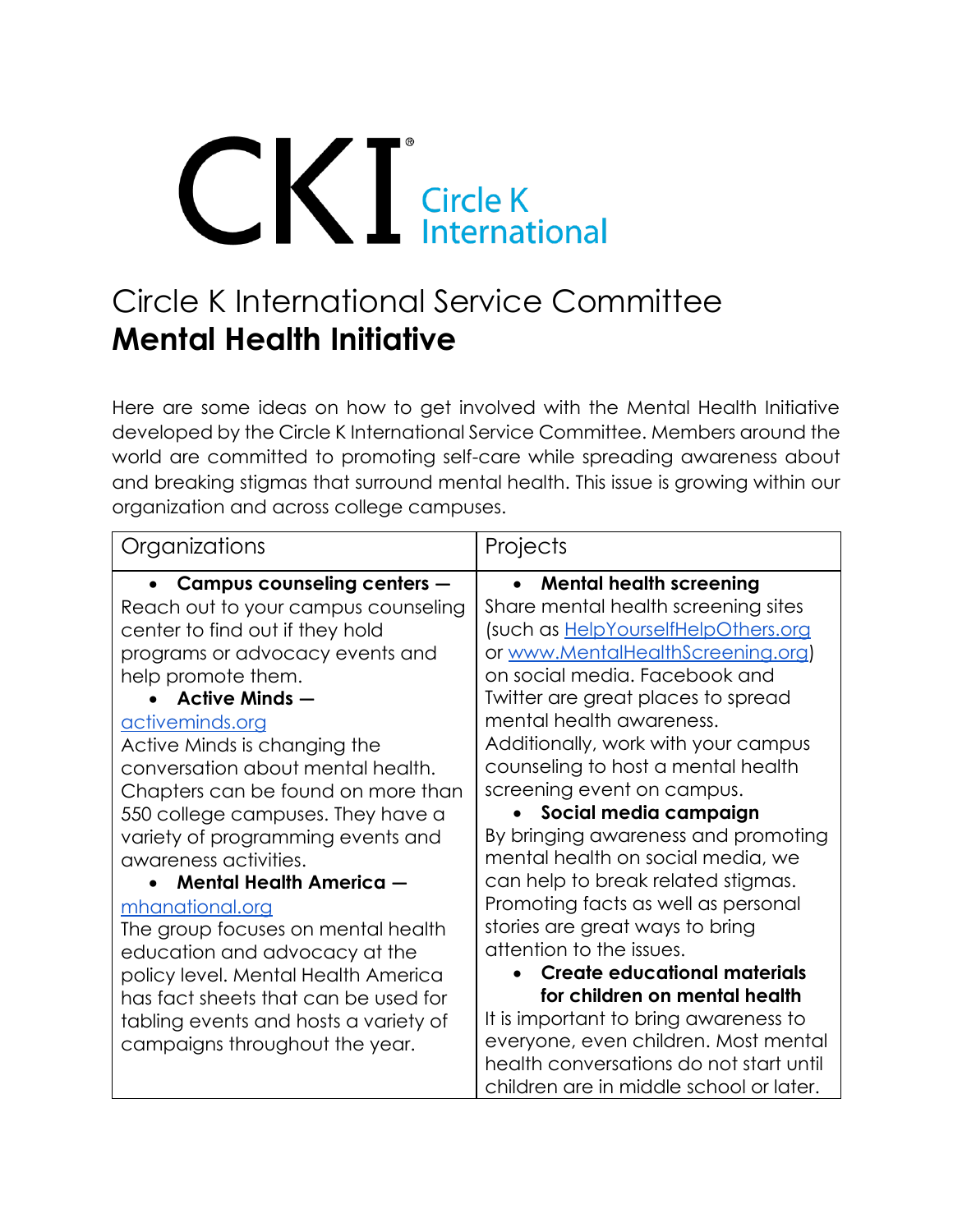CKI® Circle K International

# Circle K International Service Committee
# **Mental Health Initiative**

Here are some ideas on how to get involved with the Mental Health Initiative developed by the Circle K International Service Committee. Members around the world are committed to promoting self-care while spreading awareness about and breaking stigmas that surround mental health. This issue is growing within our organization and across college campuses.

| Organizations | Projects |
| --- | --- |
| • **Campus counseling centers** — Reach out to your campus counseling center to find out if they hold programs or advocacy events and help promote them.<br>• **Active Minds** — [activeminds.org](activeminds.org) Active Minds is changing the conversation about mental health. Chapters can be found on more than 550 college campuses. They have a variety of programming events and awareness activities.<br>• **Mental Health America** — [mhanational.org](mhanational.org) The group focuses on mental health education and advocacy at the policy level. Mental Health America has fact sheets that can be used for tabling events and hosts a variety of campaigns throughout the year. | • **Mental health screening** Share mental health screening sites (such as [HelpYourselfHelpOthers.org](HelpYourselfHelpOthers.org) or [www.MentalHealthScreening.org](www.MentalHealthScreening.org)) on social media. Facebook and Twitter are great places to spread mental health awareness. Additionally, work with your campus counseling to host a mental health screening event on campus.<br>• **Social media campaign** By bringing awareness and promoting mental health on social media, we can help to break related stigmas. Promoting facts as well as personal stories are great ways to bring attention to the issues.<br>• **Create educational materials for children on mental health** It is important to bring awareness to everyone, even children. Most mental health conversations do not start until children are in middle school or later. |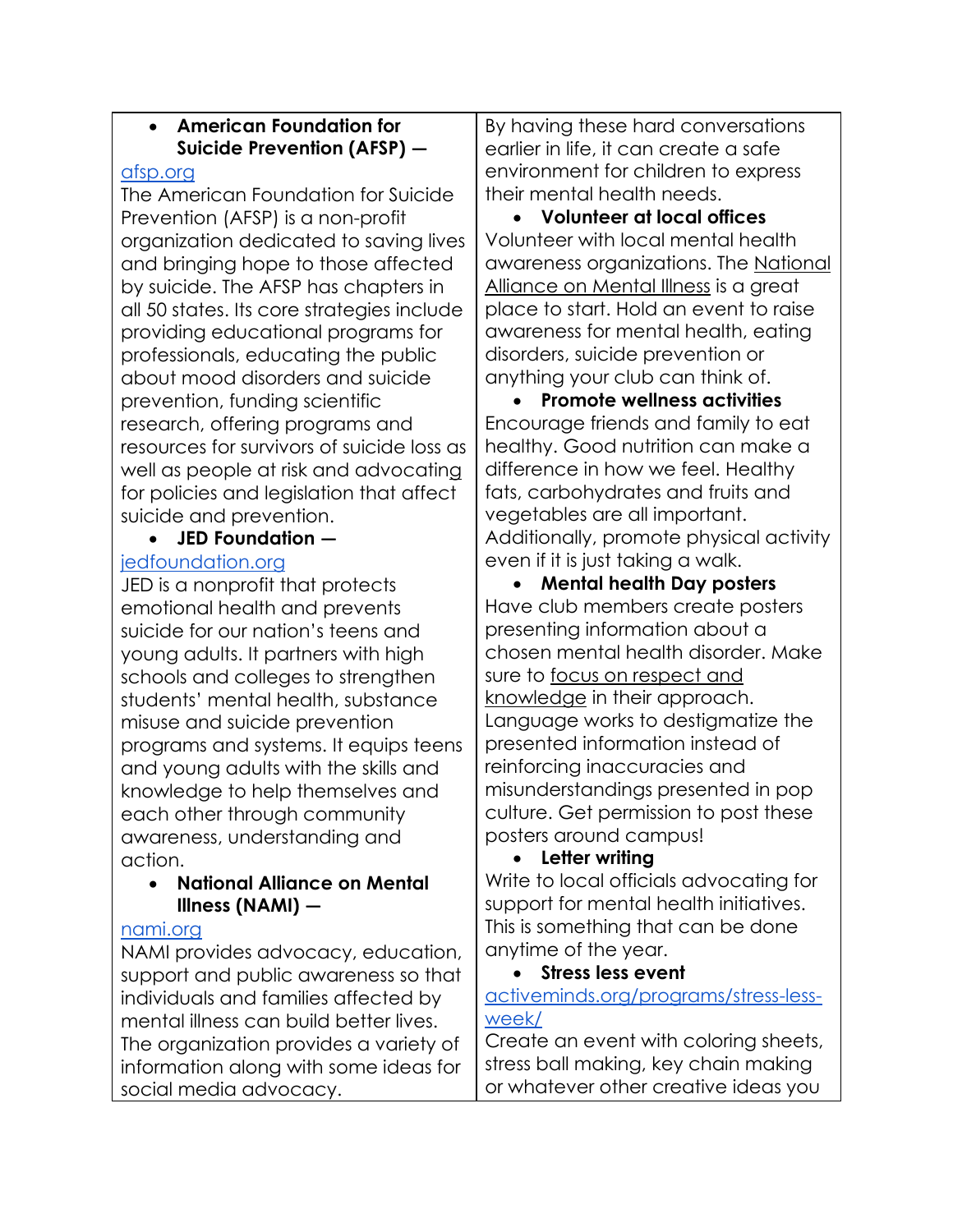- **American Foundation for Suicide Prevention (AFSP) —**

afsp.org

The American Foundation for Suicide Prevention (AFSP) is a non-profit organization dedicated to saving lives and bringing hope to those affected by suicide. The AFSP has chapters in all 50 states. Its core strategies include providing educational programs for professionals, educating the public about mood disorders and suicide prevention, funding scientific research, offering programs and resources for survivors of suicide loss as well as people at risk and advocating for policies and legislation that affect suicide and prevention.

- **JED Foundation —**

jedfoundation.org

JED is a nonprofit that protects emotional health and prevents suicide for our nation's teens and young adults. It partners with high schools and colleges to strengthen students' mental health, substance misuse and suicide prevention programs and systems. It equips teens and young adults with the skills and knowledge to help themselves and each other through community awareness, understanding and action.

- **National Alliance on Mental Illness (NAMI) —**

nami.org

NAMI provides advocacy, education, support and public awareness so that individuals and families affected by mental illness can build better lives. The organization provides a variety of information along with some ideas for social media advocacy.

By having these hard conversations earlier in life, it can create a safe environment for children to express their mental health needs.

- **Volunteer at local offices**

Volunteer with local mental health awareness organizations. The National Alliance on Mental Illness is a great place to start. Hold an event to raise awareness for mental health, eating disorders, suicide prevention or anything your club can think of.

- **Promote wellness activities**

Encourage friends and family to eat healthy. Good nutrition can make a difference in how we feel. Healthy fats, carbohydrates and fruits and vegetables are all important. Additionally, promote physical activity even if it is just taking a walk.

- **Mental health Day posters**

Have club members create posters presenting information about a chosen mental health disorder. Make sure to focus on respect and knowledge in their approach. Language works to destigmatize the presented information instead of reinforcing inaccuracies and misunderstandings presented in pop culture. Get permission to post these posters around campus!

- **Letter writing**

Write to local officials advocating for support for mental health initiatives. This is something that can be done anytime of the year.

- **Stress less event**

activeminds.org/programs/stress-less-week/

Create an event with coloring sheets, stress ball making, key chain making or whatever other creative ideas you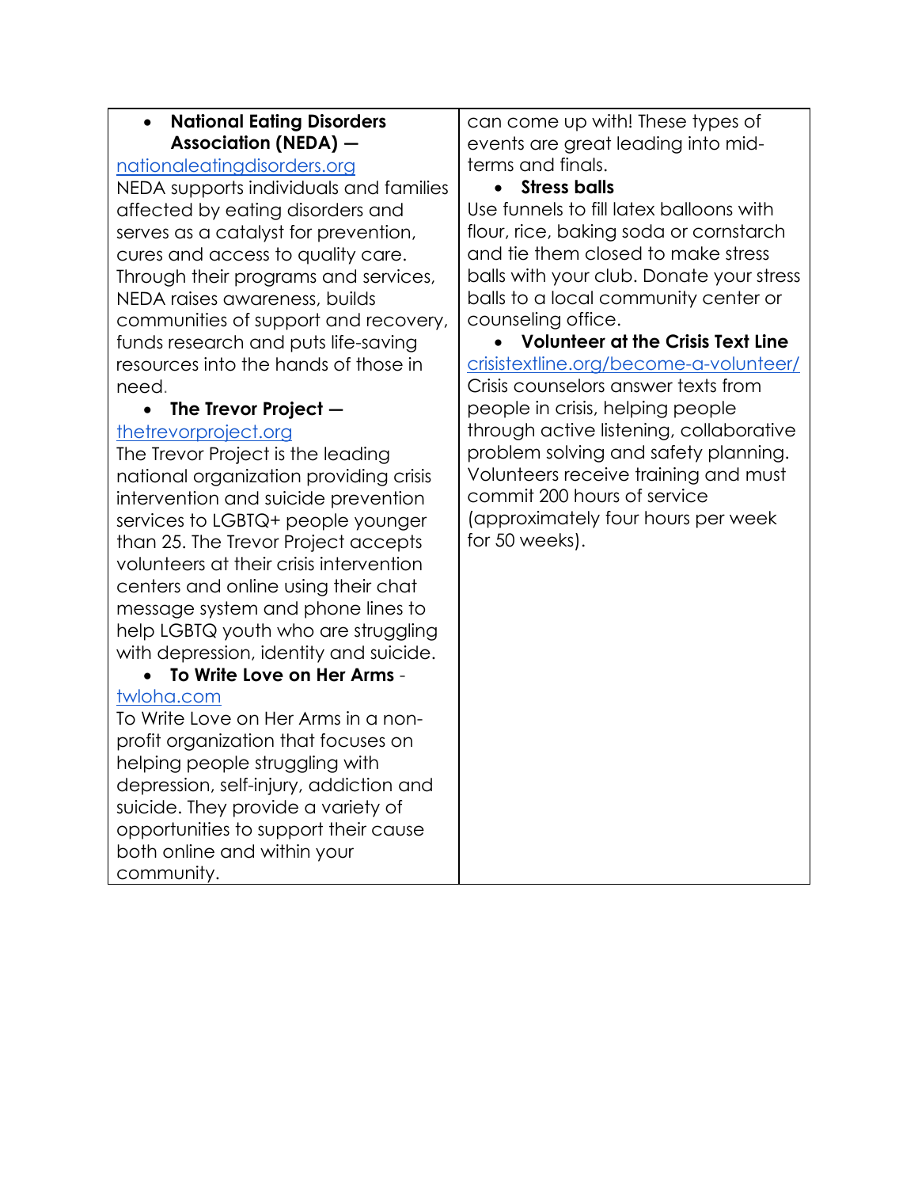- **National Eating Disorders Association (NEDA) —**

nationaleatingdisorders.org

NEDA supports individuals and families affected by eating disorders and serves as a catalyst for prevention, cures and access to quality care. Through their programs and services, NEDA raises awareness, builds communities of support and recovery, funds research and puts life-saving resources into the hands of those in need.

- **The Trevor Project —**

thetrevorproject.org

The Trevor Project is the leading national organization providing crisis intervention and suicide prevention services to LGBTQ+ people younger than 25. The Trevor Project accepts volunteers at their crisis intervention centers and online using their chat message system and phone lines to help LGBTQ youth who are struggling with depression, identity and suicide.

- **To Write Love on Her Arms** -

twloha.com

To Write Love on Her Arms in a non-profit organization that focuses on helping people struggling with depression, self-injury, addiction and suicide. They provide a variety of opportunities to support their cause both online and within your community.

can come up with! These types of events are great leading into mid-terms and finals.

- **Stress balls**

Use funnels to fill latex balloons with flour, rice, baking soda or cornstarch and tie them closed to make stress balls with your club. Donate your stress balls to a local community center or counseling office.

- **Volunteer at the Crisis Text Line**

crisistextline.org/become-a-volunteer/

Crisis counselors answer texts from people in crisis, helping people through active listening, collaborative problem solving and safety planning. Volunteers receive training and must commit 200 hours of service (approximately four hours per week for 50 weeks).